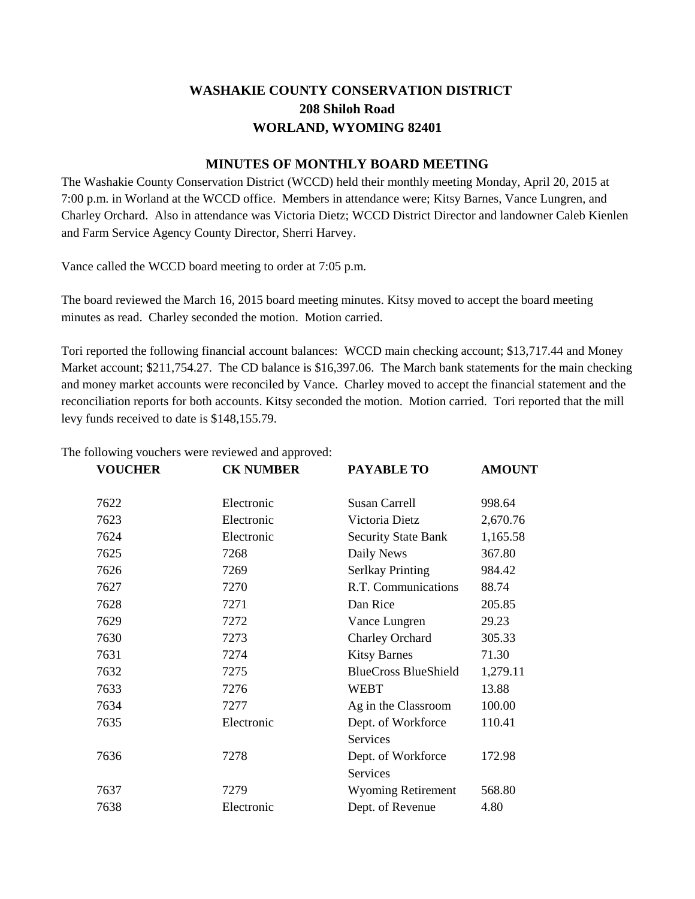# WASHAKIE COUNTY CONSERVATION DISTRICT
## 208 Shiloh Road
## WORLAND, WYOMING 82401

### MINUTES OF MONTHLY BOARD MEETING

The Washakie County Conservation District (WCCD) held their monthly meeting Monday, April 20, 2015 at 7:00 p.m. in Worland at the WCCD office. Members in attendance were; Kitsy Barnes, Vance Lungren, and Charley Orchard. Also in attendance was Victoria Dietz; WCCD District Director and landowner Caleb Kienlen and Farm Service Agency County Director, Sherri Harvey.

Vance called the WCCD board meeting to order at 7:05 p.m.

The board reviewed the March 16, 2015 board meeting minutes. Kitsy moved to accept the board meeting minutes as read. Charley seconded the motion. Motion carried.

Tori reported the following financial account balances: WCCD main checking account; $13,717.44 and Money Market account; $211,754.27. The CD balance is $16,397.06. The March bank statements for the main checking and money market accounts were reconciled by Vance. Charley moved to accept the financial statement and the reconciliation reports for both accounts. Kitsy seconded the motion. Motion carried. Tori reported that the mill levy funds received to date is $148,155.79.

The following vouchers were reviewed and approved:

| VOUCHER | CK NUMBER | PAYABLE TO | AMOUNT |
|---|---|---|---|
| 7622 | Electronic | Susan Carrell | 998.64 |
| 7623 | Electronic | Victoria Dietz | 2,670.76 |
| 7624 | Electronic | Security State Bank | 1,165.58 |
| 7625 | 7268 | Daily News | 367.80 |
| 7626 | 7269 | Serlkay Printing | 984.42 |
| 7627 | 7270 | R.T. Communications | 88.74 |
| 7628 | 7271 | Dan Rice | 205.85 |
| 7629 | 7272 | Vance Lungren | 29.23 |
| 7630 | 7273 | Charley Orchard | 305.33 |
| 7631 | 7274 | Kitsy Barnes | 71.30 |
| 7632 | 7275 | BlueCross BlueShield | 1,279.11 |
| 7633 | 7276 | WEBT | 13.88 |
| 7634 | 7277 | Ag in the Classroom | 100.00 |
| 7635 | Electronic | Dept. of Workforce Services | 110.41 |
| 7636 | 7278 | Dept. of Workforce Services | 172.98 |
| 7637 | 7279 | Wyoming Retirement | 568.80 |
| 7638 | Electronic | Dept. of Revenue | 4.80 |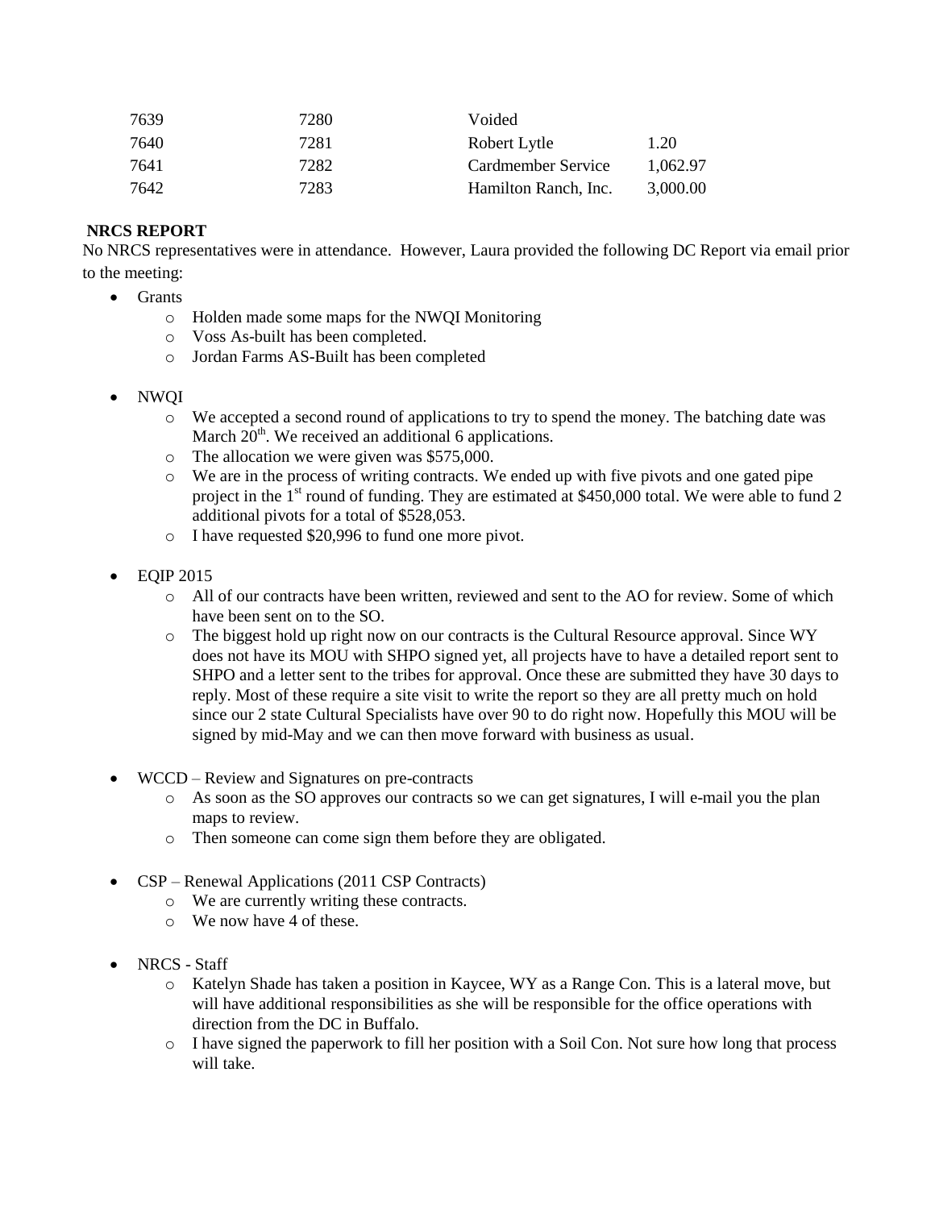| | | | |
|---|---|---|---|
| 7639 | 7280 | Voided | |
| 7640 | 7281 | Robert Lytle | 1.20 |
| 7641 | 7282 | Cardmember Service | 1,062.97 |
| 7642 | 7283 | Hamilton Ranch, Inc. | 3,000.00 |

**NRCS REPORT**

No NRCS representatives were in attendance. However, Laura provided the following DC Report via email prior to the meeting:

- Grants
  - Holden made some maps for the NWQI Monitoring
  - Voss As-built has been completed.
  - Jordan Farms AS-Built has been completed
- NWQI
  - We accepted a second round of applications to try to spend the money. The batching date was March 20th. We received an additional 6 applications.
  - The allocation we were given was $575,000.
  - We are in the process of writing contracts. We ended up with five pivots and one gated pipe project in the 1st round of funding. They are estimated at $450,000 total. We were able to fund 2 additional pivots for a total of $528,053.
  - I have requested $20,996 to fund one more pivot.
- EQIP 2015
  - All of our contracts have been written, reviewed and sent to the AO for review. Some of which have been sent on to the SO.
  - The biggest hold up right now on our contracts is the Cultural Resource approval. Since WY does not have its MOU with SHPO signed yet, all projects have to have a detailed report sent to SHPO and a letter sent to the tribes for approval. Once these are submitted they have 30 days to reply. Most of these require a site visit to write the report so they are all pretty much on hold since our 2 state Cultural Specialists have over 90 to do right now. Hopefully this MOU will be signed by mid-May and we can then move forward with business as usual.
- WCCD – Review and Signatures on pre-contracts
  - As soon as the SO approves our contracts so we can get signatures, I will e-mail you the plan maps to review.
  - Then someone can come sign them before they are obligated.
- CSP – Renewal Applications (2011 CSP Contracts)
  - We are currently writing these contracts.
  - We now have 4 of these.
- NRCS - Staff
  - Katelyn Shade has taken a position in Kaycee, WY as a Range Con. This is a lateral move, but will have additional responsibilities as she will be responsible for the office operations with direction from the DC in Buffalo.
  - I have signed the paperwork to fill her position with a Soil Con. Not sure how long that process will take.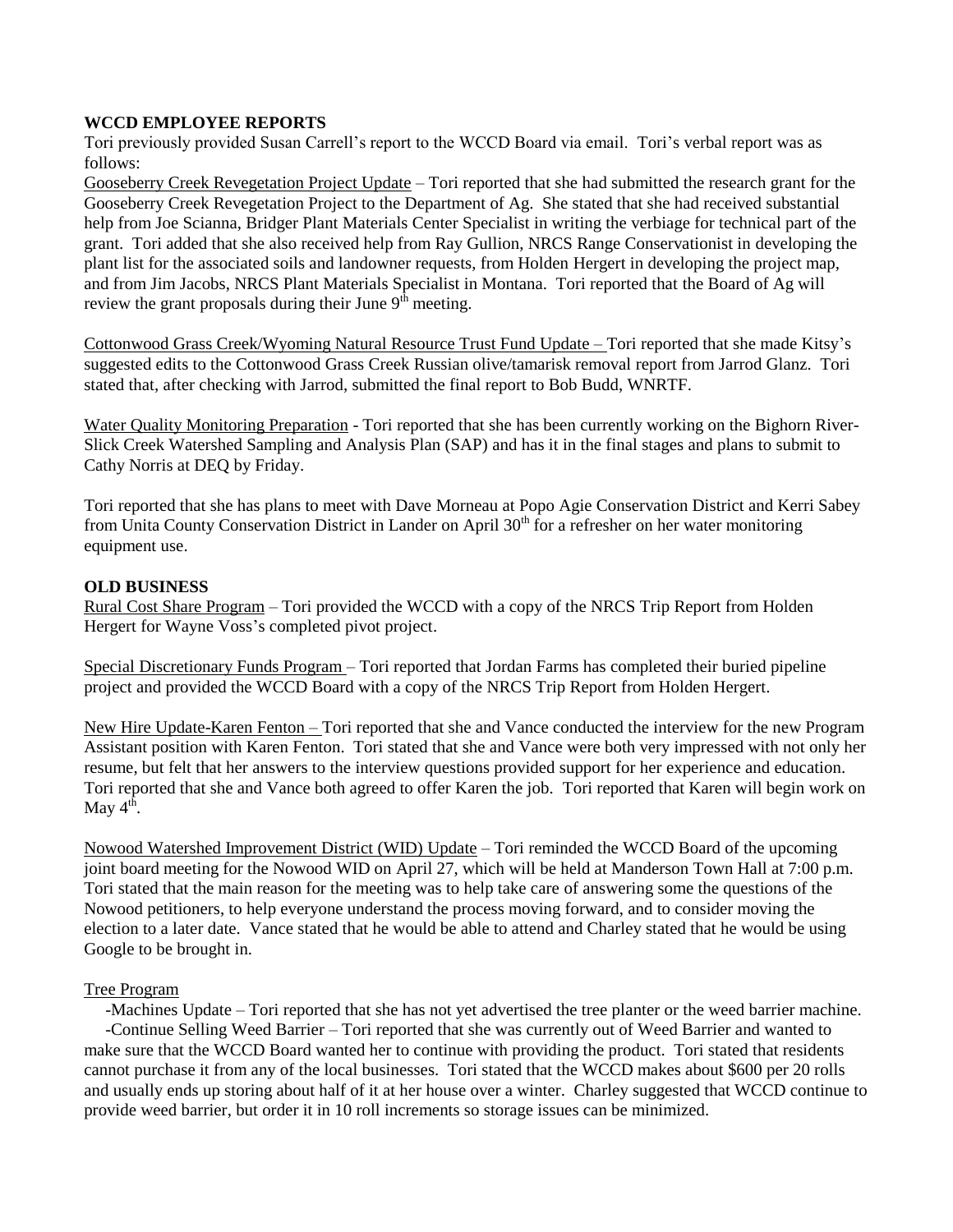**WCCD EMPLOYEE REPORTS**

Tori previously provided Susan Carrell's report to the WCCD Board via email. Tori's verbal report was as follows:

Gooseberry Creek Revegetation Project Update – Tori reported that she had submitted the research grant for the Gooseberry Creek Revegetation Project to the Department of Ag. She stated that she had received substantial help from Joe Scianna, Bridger Plant Materials Center Specialist in writing the verbiage for technical part of the grant. Tori added that she also received help from Ray Gullion, NRCS Range Conservationist in developing the plant list for the associated soils and landowner requests, from Holden Hergert in developing the project map, and from Jim Jacobs, NRCS Plant Materials Specialist in Montana. Tori reported that the Board of Ag will review the grant proposals during their June 9th meeting.

Cottonwood Grass Creek/Wyoming Natural Resource Trust Fund Update – Tori reported that she made Kitsy's suggested edits to the Cottonwood Grass Creek Russian olive/tamarisk removal report from Jarrod Glanz. Tori stated that, after checking with Jarrod, submitted the final report to Bob Budd, WNRTF.

Water Quality Monitoring Preparation - Tori reported that she has been currently working on the Bighorn River-Slick Creek Watershed Sampling and Analysis Plan (SAP) and has it in the final stages and plans to submit to Cathy Norris at DEQ by Friday.

Tori reported that she has plans to meet with Dave Morneau at Popo Agie Conservation District and Kerri Sabey from Unita County Conservation District in Lander on April 30th for a refresher on her water monitoring equipment use.

**OLD BUSINESS**

Rural Cost Share Program – Tori provided the WCCD with a copy of the NRCS Trip Report from Holden Hergert for Wayne Voss's completed pivot project.

Special Discretionary Funds Program – Tori reported that Jordan Farms has completed their buried pipeline project and provided the WCCD Board with a copy of the NRCS Trip Report from Holden Hergert.

New Hire Update-Karen Fenton – Tori reported that she and Vance conducted the interview for the new Program Assistant position with Karen Fenton. Tori stated that she and Vance were both very impressed with not only her resume, but felt that her answers to the interview questions provided support for her experience and education. Tori reported that she and Vance both agreed to offer Karen the job. Tori reported that Karen will begin work on May 4th.

Nowood Watershed Improvement District (WID) Update – Tori reminded the WCCD Board of the upcoming joint board meeting for the Nowood WID on April 27, which will be held at Manderson Town Hall at 7:00 p.m. Tori stated that the main reason for the meeting was to help take care of answering some the questions of the Nowood petitioners, to help everyone understand the process moving forward, and to consider moving the election to a later date. Vance stated that he would be able to attend and Charley stated that he would be using Google to be brought in.

Tree Program

-Machines Update – Tori reported that she has not yet advertised the tree planter or the weed barrier machine.

-Continue Selling Weed Barrier – Tori reported that she was currently out of Weed Barrier and wanted to make sure that the WCCD Board wanted her to continue with providing the product. Tori stated that residents cannot purchase it from any of the local businesses. Tori stated that the WCCD makes about $600 per 20 rolls and usually ends up storing about half of it at her house over a winter. Charley suggested that WCCD continue to provide weed barrier, but order it in 10 roll increments so storage issues can be minimized.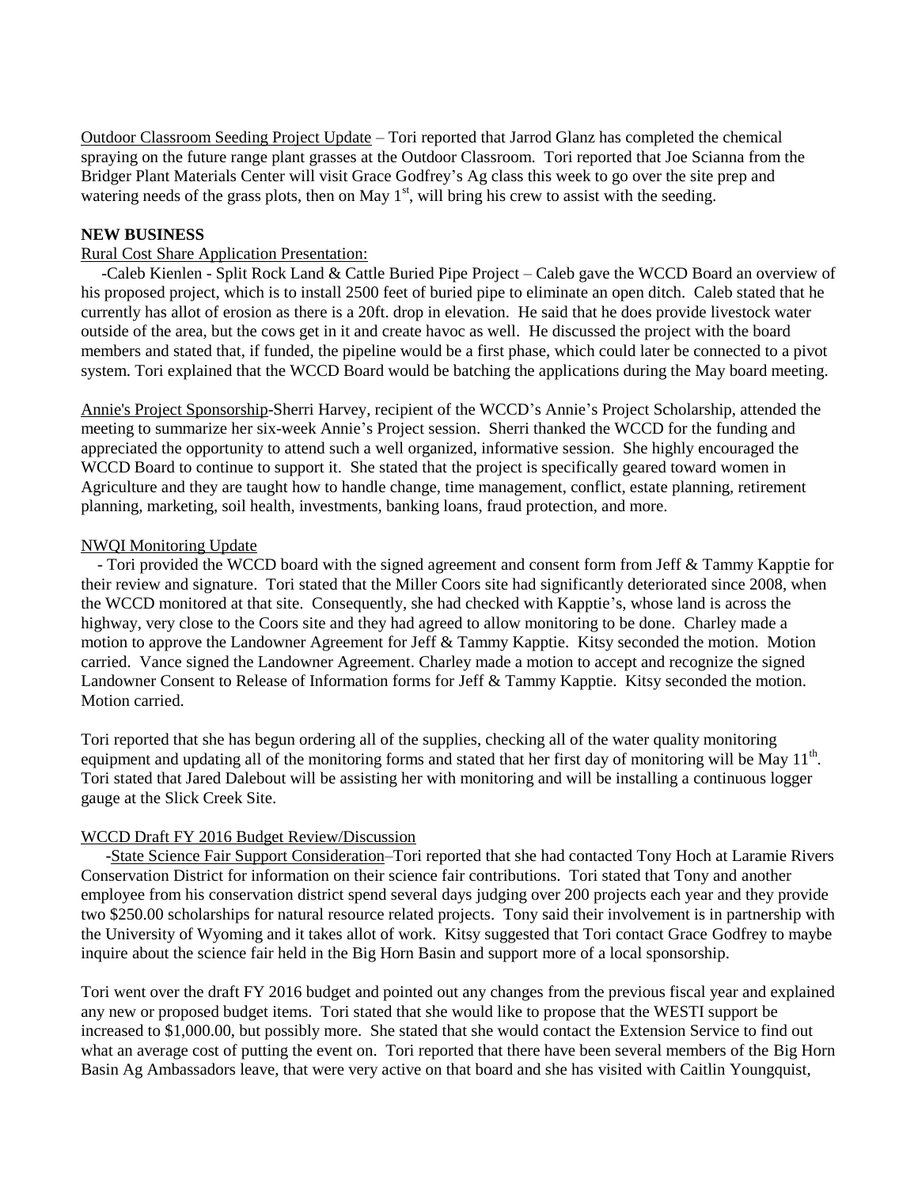Outdoor Classroom Seeding Project Update – Tori reported that Jarrod Glanz has completed the chemical spraying on the future range plant grasses at the Outdoor Classroom. Tori reported that Joe Scianna from the Bridger Plant Materials Center will visit Grace Godfrey's Ag class this week to go over the site prep and watering needs of the grass plots, then on May 1st, will bring his crew to assist with the seeding.

**NEW BUSINESS**

Rural Cost Share Application Presentation:

-Caleb Kienlen - Split Rock Land & Cattle Buried Pipe Project – Caleb gave the WCCD Board an overview of his proposed project, which is to install 2500 feet of buried pipe to eliminate an open ditch. Caleb stated that he currently has allot of erosion as there is a 20ft. drop in elevation. He said that he does provide livestock water outside of the area, but the cows get in it and create havoc as well. He discussed the project with the board members and stated that, if funded, the pipeline would be a first phase, which could later be connected to a pivot system. Tori explained that the WCCD Board would be batching the applications during the May board meeting.

Annie's Project Sponsorship-Sherri Harvey, recipient of the WCCD's Annie's Project Scholarship, attended the meeting to summarize her six-week Annie's Project session. Sherri thanked the WCCD for the funding and appreciated the opportunity to attend such a well organized, informative session. She highly encouraged the WCCD Board to continue to support it. She stated that the project is specifically geared toward women in Agriculture and they are taught how to handle change, time management, conflict, estate planning, retirement planning, marketing, soil health, investments, banking loans, fraud protection, and more.

NWQI Monitoring Update

- Tori provided the WCCD board with the signed agreement and consent form from Jeff & Tammy Kapptie for their review and signature. Tori stated that the Miller Coors site had significantly deteriorated since 2008, when the WCCD monitored at that site. Consequently, she had checked with Kapptie's, whose land is across the highway, very close to the Coors site and they had agreed to allow monitoring to be done. Charley made a motion to approve the Landowner Agreement for Jeff & Tammy Kapptie. Kitsy seconded the motion. Motion carried. Vance signed the Landowner Agreement. Charley made a motion to accept and recognize the signed Landowner Consent to Release of Information forms for Jeff & Tammy Kapptie. Kitsy seconded the motion. Motion carried.

Tori reported that she has begun ordering all of the supplies, checking all of the water quality monitoring equipment and updating all of the monitoring forms and stated that her first day of monitoring will be May 11th. Tori stated that Jared Dalebout will be assisting her with monitoring and will be installing a continuous logger gauge at the Slick Creek Site.

WCCD Draft FY 2016 Budget Review/Discussion

-State Science Fair Support Consideration–Tori reported that she had contacted Tony Hoch at Laramie Rivers Conservation District for information on their science fair contributions. Tori stated that Tony and another employee from his conservation district spend several days judging over 200 projects each year and they provide two $250.00 scholarships for natural resource related projects. Tony said their involvement is in partnership with the University of Wyoming and it takes allot of work. Kitsy suggested that Tori contact Grace Godfrey to maybe inquire about the science fair held in the Big Horn Basin and support more of a local sponsorship.

Tori went over the draft FY 2016 budget and pointed out any changes from the previous fiscal year and explained any new or proposed budget items. Tori stated that she would like to propose that the WESTI support be increased to $1,000.00, but possibly more. She stated that she would contact the Extension Service to find out what an average cost of putting the event on. Tori reported that there have been several members of the Big Horn Basin Ag Ambassadors leave, that were very active on that board and she has visited with Caitlin Youngquist,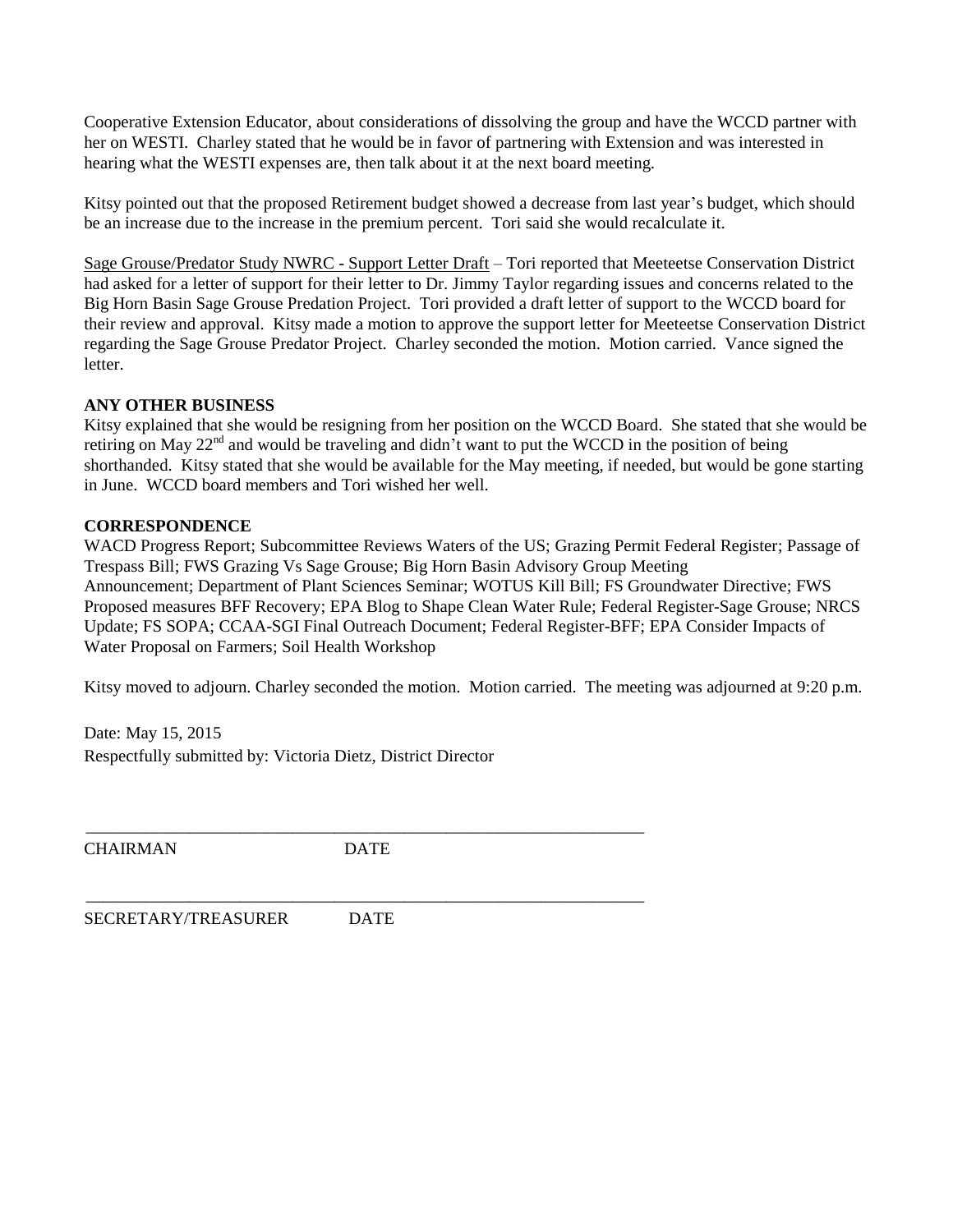Cooperative Extension Educator, about considerations of dissolving the group and have the WCCD partner with her on WESTI. Charley stated that he would be in favor of partnering with Extension and was interested in hearing what the WESTI expenses are, then talk about it at the next board meeting.

Kitsy pointed out that the proposed Retirement budget showed a decrease from last year's budget, which should be an increase due to the increase in the premium percent. Tori said she would recalculate it.

Sage Grouse/Predator Study NWRC - Support Letter Draft – Tori reported that Meeteetse Conservation District had asked for a letter of support for their letter to Dr. Jimmy Taylor regarding issues and concerns related to the Big Horn Basin Sage Grouse Predation Project. Tori provided a draft letter of support to the WCCD board for their review and approval. Kitsy made a motion to approve the support letter for Meeteetse Conservation District regarding the Sage Grouse Predator Project. Charley seconded the motion. Motion carried. Vance signed the letter.

**ANY OTHER BUSINESS**

Kitsy explained that she would be resigning from her position on the WCCD Board. She stated that she would be retiring on May 22nd and would be traveling and didn't want to put the WCCD in the position of being shorthanded. Kitsy stated that she would be available for the May meeting, if needed, but would be gone starting in June. WCCD board members and Tori wished her well.

**CORRESPONDENCE**

WACD Progress Report; Subcommittee Reviews Waters of the US; Grazing Permit Federal Register; Passage of Trespass Bill; FWS Grazing Vs Sage Grouse; Big Horn Basin Advisory Group Meeting Announcement; Department of Plant Sciences Seminar; WOTUS Kill Bill; FS Groundwater Directive; FWS Proposed measures BFF Recovery; EPA Blog to Shape Clean Water Rule; Federal Register-Sage Grouse; NRCS Update; FS SOPA; CCAA-SGI Final Outreach Document; Federal Register-BFF; EPA Consider Impacts of Water Proposal on Farmers; Soil Health Workshop

Kitsy moved to adjourn. Charley seconded the motion. Motion carried. The meeting was adjourned at 9:20 p.m.

Date: May 15, 2015
Respectfully submitted by: Victoria Dietz, District Director

\_\_\_\_\_\_\_\_\_\_\_\_\_\_\_\_\_\_\_\_\_\_\_\_\_\_\_\_\_\_\_\_\_\_\_\_\_\_\_\_\_\_\_\_\_\_\_\_\_\_\_\_\_\_\_\_\_\_\_\_\_\_\_\_

CHAIRMAN DATE

\_\_\_\_\_\_\_\_\_\_\_\_\_\_\_\_\_\_\_\_\_\_\_\_\_\_\_\_\_\_\_\_\_\_\_\_\_\_\_\_\_\_\_\_\_\_\_\_\_\_\_\_\_\_\_\_\_\_\_\_\_\_\_\_

SECRETARY/TREASURER DATE